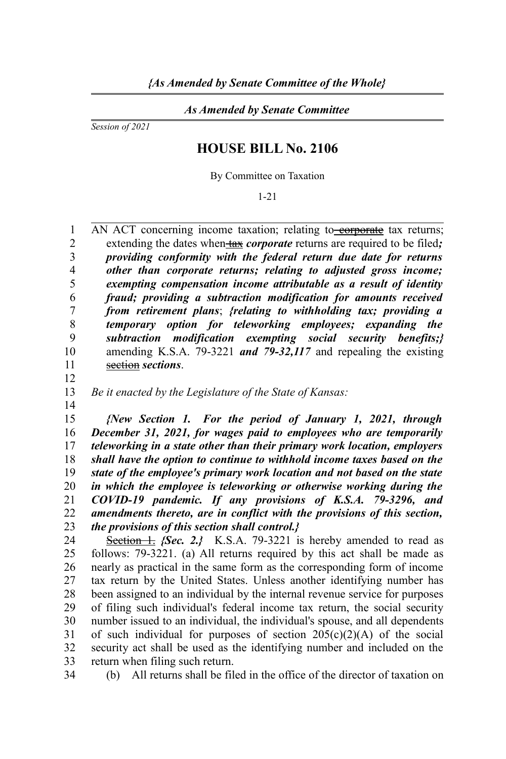*{As Amended by Senate Committee of the Whole}*

*As Amended by Senate Committee*

*Session of 2021*

# HOUSE BILL No. 2106

By Committee on Taxation

1-21

AN ACT concerning income taxation; relating to ~~corporate~~ tax returns; extending the dates when ~~tax~~ ***corporate*** returns are required to be filed***; providing conformity with the federal return due date for returns other than corporate returns; relating to adjusted gross income; exempting compensation income attributable as a result of identity fraud; providing a subtraction modification for amounts received from retirement plans***; ***{relating to withholding tax; providing a temporary option for teleworking employees; expanding the subtraction modification exempting social security benefits;}*** amending K.S.A. 79-3221 ***and 79-32,117*** and repealing the existing ~~section~~ ***sections***.

*Be it enacted by the Legislature of the State of Kansas:*

***{New Section 1. For the period of January 1, 2021, through December 31, 2021, for wages paid to employees who are temporarily teleworking in a state other than their primary work location, employers shall have the option to continue to withhold income taxes based on the state of the employee's primary work location and not based on the state in which the employee is teleworking or otherwise working during the COVID-19 pandemic. If any provisions of K.S.A. 79-3296, and amendments thereto, are in conflict with the provisions of this section, the provisions of this section shall control.}***

~~Section 1.~~ ***{Sec. 2.}*** K.S.A. 79-3221 is hereby amended to read as follows: 79-3221. (a) All returns required by this act shall be made as nearly as practical in the same form as the corresponding form of income tax return by the United States. Unless another identifying number has been assigned to an individual by the internal revenue service for purposes of filing such individual's federal income tax return, the social security number issued to an individual, the individual's spouse, and all dependents of such individual for purposes of section 205(c)(2)(A) of the social security act shall be used as the identifying number and included on the return when filing such return.

(b) All returns shall be filed in the office of the director of taxation on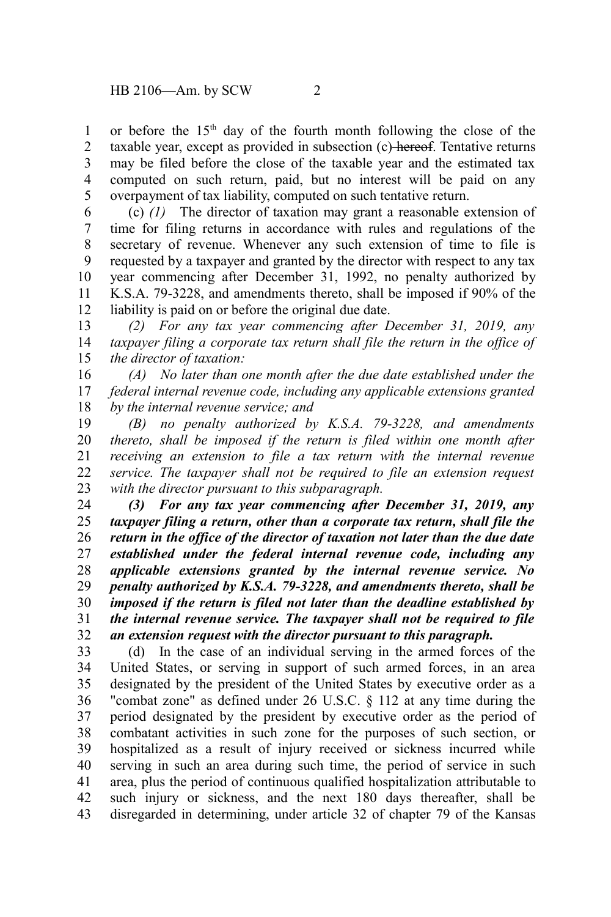or before the 15th day of the fourth month following the close of the taxable year, except as provided in subsection (c) ~~hereof~~. Tentative returns may be filed before the close of the taxable year and the estimated tax computed on such return, paid, but no interest will be paid on any overpayment of tax liability, computed on such tentative return.

(c) *(1)* The director of taxation may grant a reasonable extension of time for filing returns in accordance with rules and regulations of the secretary of revenue. Whenever any such extension of time to file is requested by a taxpayer and granted by the director with respect to any tax year commencing after December 31, 1992, no penalty authorized by K.S.A. 79-3228, and amendments thereto, shall be imposed if 90% of the liability is paid on or before the original due date.

*(2) For any tax year commencing after December 31, 2019, any taxpayer filing a corporate tax return shall file the return in the office of the director of taxation:*

*(A) No later than one month after the due date established under the federal internal revenue code, including any applicable extensions granted by the internal revenue service; and*

*(B) no penalty authorized by K.S.A. 79-3228, and amendments thereto, shall be imposed if the return is filed within one month after receiving an extension to file a tax return with the internal revenue service. The taxpayer shall not be required to file an extension request with the director pursuant to this subparagraph.*

***(3) For any tax year commencing after December 31, 2019, any taxpayer filing a return, other than a corporate tax return, shall file the return in the office of the director of taxation not later than the due date established under the federal internal revenue code, including any applicable extensions granted by the internal revenue service. No penalty authorized by K.S.A. 79-3228, and amendments thereto, shall be imposed if the return is filed not later than the deadline established by the internal revenue service. The taxpayer shall not be required to file an extension request with the director pursuant to this paragraph.***

(d) In the case of an individual serving in the armed forces of the United States, or serving in support of such armed forces, in an area designated by the president of the United States by executive order as a "combat zone" as defined under 26 U.S.C. § 112 at any time during the period designated by the president by executive order as the period of combatant activities in such zone for the purposes of such section, or hospitalized as a result of injury received or sickness incurred while serving in such an area during such time, the period of service in such area, plus the period of continuous qualified hospitalization attributable to such injury or sickness, and the next 180 days thereafter, shall be disregarded in determining, under article 32 of chapter 79 of the Kansas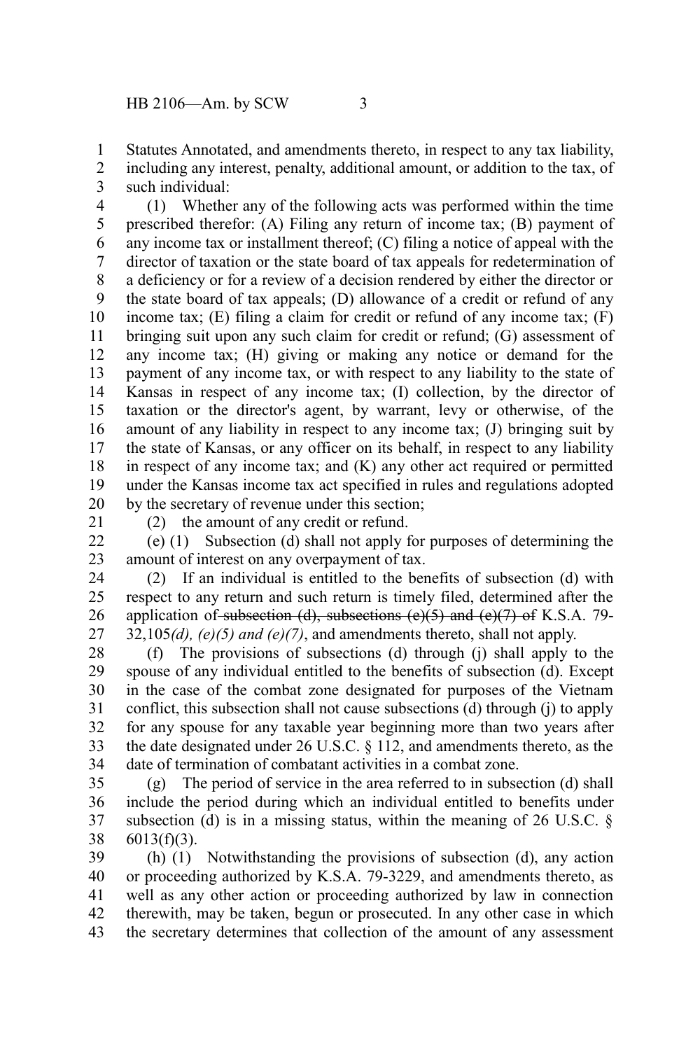Statutes Annotated, and amendments thereto, in respect to any tax liability, including any interest, penalty, additional amount, or addition to the tax, of such individual:

(1) Whether any of the following acts was performed within the time prescribed therefor: (A) Filing any return of income tax; (B) payment of any income tax or installment thereof; (C) filing a notice of appeal with the director of taxation or the state board of tax appeals for redetermination of a deficiency or for a review of a decision rendered by either the director or the state board of tax appeals; (D) allowance of a credit or refund of any income tax; (E) filing a claim for credit or refund of any income tax; (F) bringing suit upon any such claim for credit or refund; (G) assessment of any income tax; (H) giving or making any notice or demand for the payment of any income tax, or with respect to any liability to the state of Kansas in respect of any income tax; (I) collection, by the director of taxation or the director's agent, by warrant, levy or otherwise, of the amount of any liability in respect to any income tax; (J) bringing suit by the state of Kansas, or any officer on its behalf, in respect to any liability in respect of any income tax; and (K) any other act required or permitted under the Kansas income tax act specified in rules and regulations adopted by the secretary of revenue under this section;

(2) the amount of any credit or refund.

(e) (1) Subsection (d) shall not apply for purposes of determining the amount of interest on any overpayment of tax.

(2) If an individual is entitled to the benefits of subsection (d) with respect to any return and such return is timely filed, determined after the application of ~~subsection (d), subsections (e)(5) and (e)(7) of~~ K.S.A. 79-32,105*(d), (e)(5) and (e)(7)*, and amendments thereto, shall not apply.

(f) The provisions of subsections (d) through (j) shall apply to the spouse of any individual entitled to the benefits of subsection (d). Except in the case of the combat zone designated for purposes of the Vietnam conflict, this subsection shall not cause subsections (d) through (j) to apply for any spouse for any taxable year beginning more than two years after the date designated under 26 U.S.C. § 112, and amendments thereto, as the date of termination of combatant activities in a combat zone.

(g) The period of service in the area referred to in subsection (d) shall include the period during which an individual entitled to benefits under subsection (d) is in a missing status, within the meaning of 26 U.S.C. § 6013(f)(3).

(h) (1) Notwithstanding the provisions of subsection (d), any action or proceeding authorized by K.S.A. 79-3229, and amendments thereto, as well as any other action or proceeding authorized by law in connection therewith, may be taken, begun or prosecuted. In any other case in which the secretary determines that collection of the amount of any assessment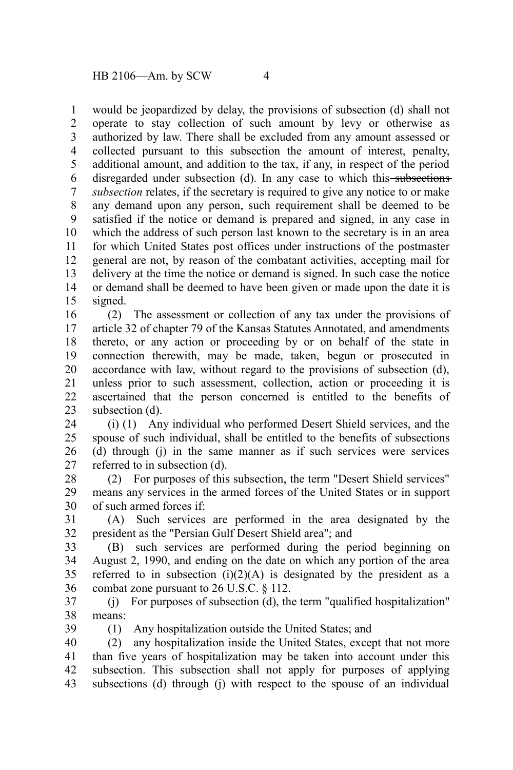would be jeopardized by delay, the provisions of subsection (d) shall not operate to stay collection of such amount by levy or otherwise as authorized by law. There shall be excluded from any amount assessed or collected pursuant to this subsection the amount of interest, penalty, additional amount, and addition to the tax, if any, in respect of the period disregarded under subsection (d). In any case to which this ~~subsections~~ *subsection* relates, if the secretary is required to give any notice to or make any demand upon any person, such requirement shall be deemed to be satisfied if the notice or demand is prepared and signed, in any case in which the address of such person last known to the secretary is in an area for which United States post offices under instructions of the postmaster general are not, by reason of the combatant activities, accepting mail for delivery at the time the notice or demand is signed. In such case the notice or demand shall be deemed to have been given or made upon the date it is signed.

(2) The assessment or collection of any tax under the provisions of article 32 of chapter 79 of the Kansas Statutes Annotated, and amendments thereto, or any action or proceeding by or on behalf of the state in connection therewith, may be made, taken, begun or prosecuted in accordance with law, without regard to the provisions of subsection (d), unless prior to such assessment, collection, action or proceeding it is ascertained that the person concerned is entitled to the benefits of subsection (d).

(i) (1) Any individual who performed Desert Shield services, and the spouse of such individual, shall be entitled to the benefits of subsections (d) through (j) in the same manner as if such services were services referred to in subsection (d).

(2) For purposes of this subsection, the term "Desert Shield services" means any services in the armed forces of the United States or in support of such armed forces if:

(A) Such services are performed in the area designated by the president as the "Persian Gulf Desert Shield area"; and

(B) such services are performed during the period beginning on August 2, 1990, and ending on the date on which any portion of the area referred to in subsection (i)(2)(A) is designated by the president as a combat zone pursuant to 26 U.S.C. § 112.

(j) For purposes of subsection (d), the term "qualified hospitalization" means:

(1) Any hospitalization outside the United States; and

(2) any hospitalization inside the United States, except that not more than five years of hospitalization may be taken into account under this subsection. This subsection shall not apply for purposes of applying subsections (d) through (j) with respect to the spouse of an individual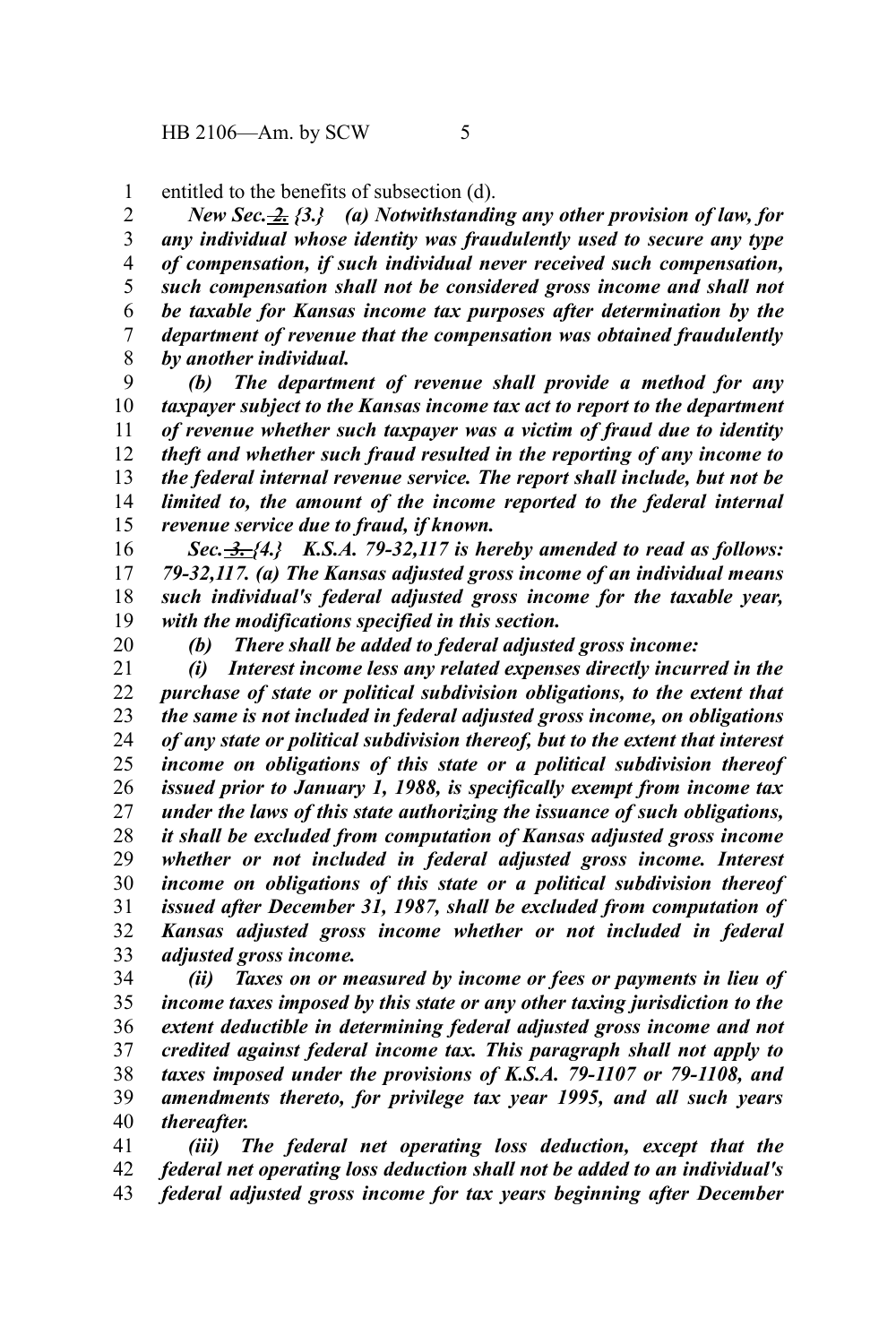entitled to the benefits of subsection (d).

*New Sec. ~~2.~~ {3.} (a) Notwithstanding any other provision of law, for any individual whose identity was fraudulently used to secure any type of compensation, if such individual never received such compensation, such compensation shall not be considered gross income and shall not be taxable for Kansas income tax purposes after determination by the department of revenue that the compensation was obtained fraudulently by another individual.*

*(b) The department of revenue shall provide a method for any taxpayer subject to the Kansas income tax act to report to the department of revenue whether such taxpayer was a victim of fraud due to identity theft and whether such fraud resulted in the reporting of any income to the federal internal revenue service. The report shall include, but not be limited to, the amount of the income reported to the federal internal revenue service due to fraud, if known.*

*Sec. ~~3.~~ {4.} K.S.A. 79-32,117 is hereby amended to read as follows: 79-32,117. (a) The Kansas adjusted gross income of an individual means such individual's federal adjusted gross income for the taxable year, with the modifications specified in this section.*

*(b) There shall be added to federal adjusted gross income:*

*(i) Interest income less any related expenses directly incurred in the purchase of state or political subdivision obligations, to the extent that the same is not included in federal adjusted gross income, on obligations of any state or political subdivision thereof, but to the extent that interest income on obligations of this state or a political subdivision thereof issued prior to January 1, 1988, is specifically exempt from income tax under the laws of this state authorizing the issuance of such obligations, it shall be excluded from computation of Kansas adjusted gross income whether or not included in federal adjusted gross income. Interest income on obligations of this state or a political subdivision thereof issued after December 31, 1987, shall be excluded from computation of Kansas adjusted gross income whether or not included in federal adjusted gross income.*

*(ii) Taxes on or measured by income or fees or payments in lieu of income taxes imposed by this state or any other taxing jurisdiction to the extent deductible in determining federal adjusted gross income and not credited against federal income tax. This paragraph shall not apply to taxes imposed under the provisions of K.S.A. 79-1107 or 79-1108, and amendments thereto, for privilege tax year 1995, and all such years thereafter.*

*(iii) The federal net operating loss deduction, except that the federal net operating loss deduction shall not be added to an individual's federal adjusted gross income for tax years beginning after December*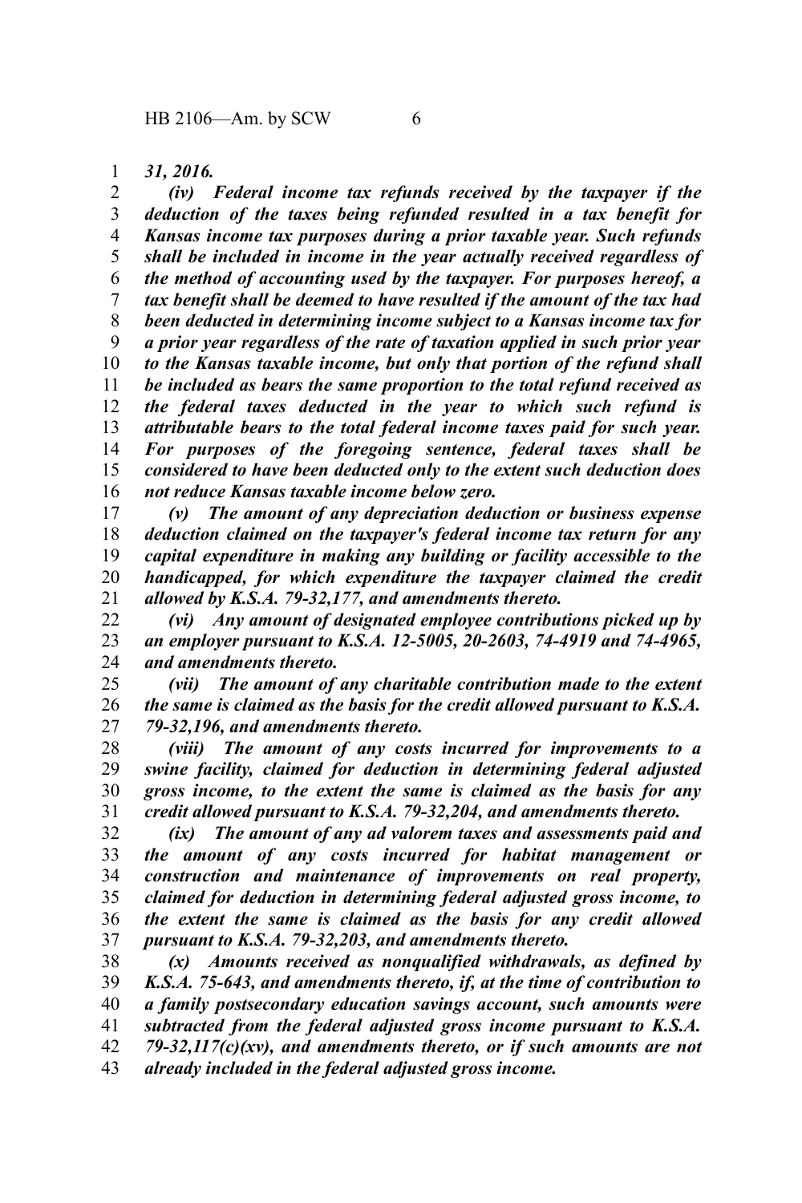*31, 2016.*

*(iv) Federal income tax refunds received by the taxpayer if the deduction of the taxes being refunded resulted in a tax benefit for Kansas income tax purposes during a prior taxable year. Such refunds shall be included in income in the year actually received regardless of the method of accounting used by the taxpayer. For purposes hereof, a tax benefit shall be deemed to have resulted if the amount of the tax had been deducted in determining income subject to a Kansas income tax for a prior year regardless of the rate of taxation applied in such prior year to the Kansas taxable income, but only that portion of the refund shall be included as bears the same proportion to the total refund received as the federal taxes deducted in the year to which such refund is attributable bears to the total federal income taxes paid for such year. For purposes of the foregoing sentence, federal taxes shall be considered to have been deducted only to the extent such deduction does not reduce Kansas taxable income below zero.*

*(v) The amount of any depreciation deduction or business expense deduction claimed on the taxpayer's federal income tax return for any capital expenditure in making any building or facility accessible to the handicapped, for which expenditure the taxpayer claimed the credit allowed by K.S.A. 79-32,177, and amendments thereto.*

*(vi) Any amount of designated employee contributions picked up by an employer pursuant to K.S.A. 12-5005, 20-2603, 74-4919 and 74-4965, and amendments thereto.*

*(vii) The amount of any charitable contribution made to the extent the same is claimed as the basis for the credit allowed pursuant to K.S.A. 79-32,196, and amendments thereto.*

*(viii) The amount of any costs incurred for improvements to a swine facility, claimed for deduction in determining federal adjusted gross income, to the extent the same is claimed as the basis for any credit allowed pursuant to K.S.A. 79-32,204, and amendments thereto.*

*(ix) The amount of any ad valorem taxes and assessments paid and the amount of any costs incurred for habitat management or construction and maintenance of improvements on real property, claimed for deduction in determining federal adjusted gross income, to the extent the same is claimed as the basis for any credit allowed pursuant to K.S.A. 79-32,203, and amendments thereto.*

*(x) Amounts received as nonqualified withdrawals, as defined by K.S.A. 75-643, and amendments thereto, if, at the time of contribution to a family postsecondary education savings account, such amounts were subtracted from the federal adjusted gross income pursuant to K.S.A. 79-32,117(c)(xv), and amendments thereto, or if such amounts are not already included in the federal adjusted gross income.*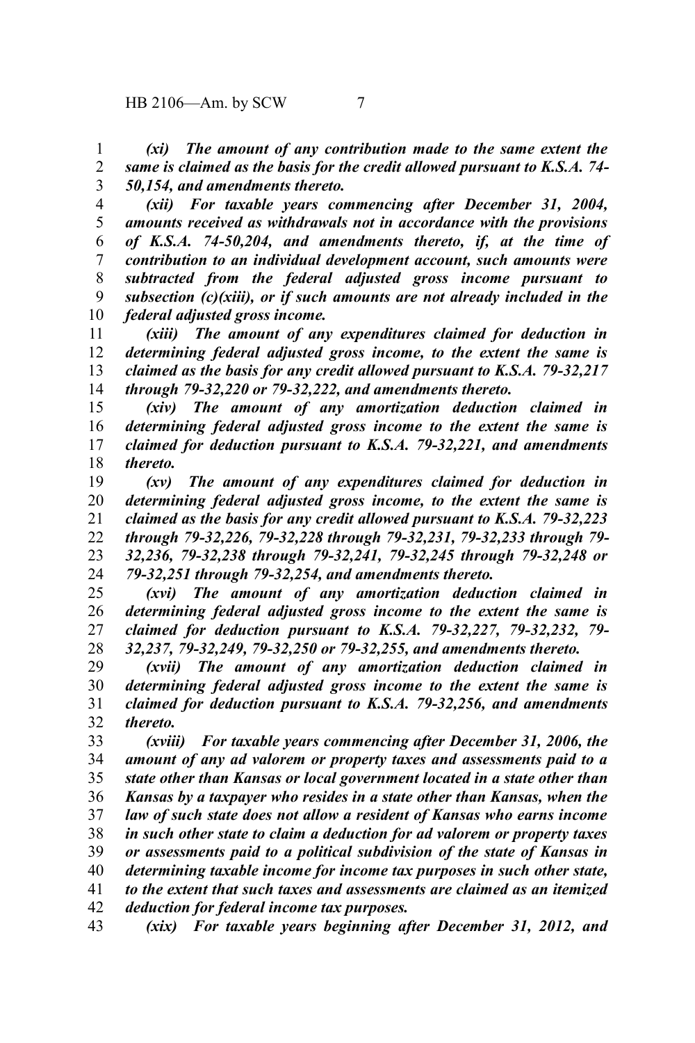*(xi) The amount of any contribution made to the same extent the same is claimed as the basis for the credit allowed pursuant to K.S.A. 74-50,154, and amendments thereto.*

*(xii) For taxable years commencing after December 31, 2004, amounts received as withdrawals not in accordance with the provisions of K.S.A. 74-50,204, and amendments thereto, if, at the time of contribution to an individual development account, such amounts were subtracted from the federal adjusted gross income pursuant to subsection (c)(xiii), or if such amounts are not already included in the federal adjusted gross income.*

*(xiii) The amount of any expenditures claimed for deduction in determining federal adjusted gross income, to the extent the same is claimed as the basis for any credit allowed pursuant to K.S.A. 79-32,217 through 79-32,220 or 79-32,222, and amendments thereto.*

*(xiv) The amount of any amortization deduction claimed in determining federal adjusted gross income to the extent the same is claimed for deduction pursuant to K.S.A. 79-32,221, and amendments thereto.*

*(xv) The amount of any expenditures claimed for deduction in determining federal adjusted gross income, to the extent the same is claimed as the basis for any credit allowed pursuant to K.S.A. 79-32,223 through 79-32,226, 79-32,228 through 79-32,231, 79-32,233 through 79-32,236, 79-32,238 through 79-32,241, 79-32,245 through 79-32,248 or 79-32,251 through 79-32,254, and amendments thereto.*

*(xvi) The amount of any amortization deduction claimed in determining federal adjusted gross income to the extent the same is claimed for deduction pursuant to K.S.A. 79-32,227, 79-32,232, 79-32,237, 79-32,249, 79-32,250 or 79-32,255, and amendments thereto.*

*(xvii) The amount of any amortization deduction claimed in determining federal adjusted gross income to the extent the same is claimed for deduction pursuant to K.S.A. 79-32,256, and amendments thereto.*

*(xviii) For taxable years commencing after December 31, 2006, the amount of any ad valorem or property taxes and assessments paid to a state other than Kansas or local government located in a state other than Kansas by a taxpayer who resides in a state other than Kansas, when the law of such state does not allow a resident of Kansas who earns income in such other state to claim a deduction for ad valorem or property taxes or assessments paid to a political subdivision of the state of Kansas in determining taxable income for income tax purposes in such other state, to the extent that such taxes and assessments are claimed as an itemized deduction for federal income tax purposes.*

*(xix) For taxable years beginning after December 31, 2012, and*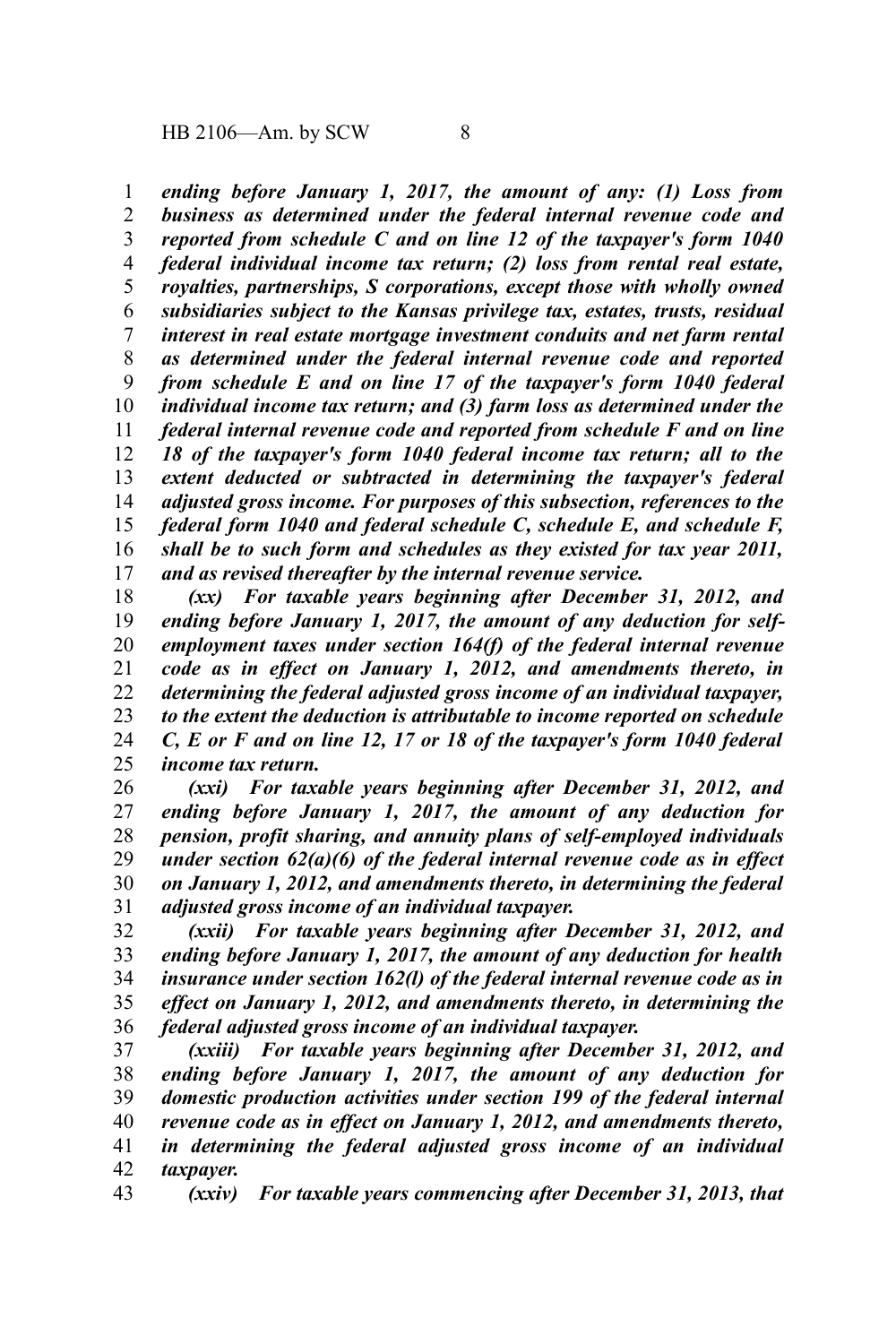*ending before January 1, 2017, the amount of any: (1) Loss from business as determined under the federal internal revenue code and reported from schedule C and on line 12 of the taxpayer's form 1040 federal individual income tax return; (2) loss from rental real estate, royalties, partnerships, S corporations, except those with wholly owned subsidiaries subject to the Kansas privilege tax, estates, trusts, residual interest in real estate mortgage investment conduits and net farm rental as determined under the federal internal revenue code and reported from schedule E and on line 17 of the taxpayer's form 1040 federal individual income tax return; and (3) farm loss as determined under the federal internal revenue code and reported from schedule F and on line 18 of the taxpayer's form 1040 federal income tax return; all to the extent deducted or subtracted in determining the taxpayer's federal adjusted gross income. For purposes of this subsection, references to the federal form 1040 and federal schedule C, schedule E, and schedule F, shall be to such form and schedules as they existed for tax year 2011, and as revised thereafter by the internal revenue service.*

*(xx) For taxable years beginning after December 31, 2012, and ending before January 1, 2017, the amount of any deduction for self-employment taxes under section 164(f) of the federal internal revenue code as in effect on January 1, 2012, and amendments thereto, in determining the federal adjusted gross income of an individual taxpayer, to the extent the deduction is attributable to income reported on schedule C, E or F and on line 12, 17 or 18 of the taxpayer's form 1040 federal income tax return.*

*(xxi) For taxable years beginning after December 31, 2012, and ending before January 1, 2017, the amount of any deduction for pension, profit sharing, and annuity plans of self-employed individuals under section 62(a)(6) of the federal internal revenue code as in effect on January 1, 2012, and amendments thereto, in determining the federal adjusted gross income of an individual taxpayer.*

*(xxii) For taxable years beginning after December 31, 2012, and ending before January 1, 2017, the amount of any deduction for health insurance under section 162(l) of the federal internal revenue code as in effect on January 1, 2012, and amendments thereto, in determining the federal adjusted gross income of an individual taxpayer.*

*(xxiii) For taxable years beginning after December 31, 2012, and ending before January 1, 2017, the amount of any deduction for domestic production activities under section 199 of the federal internal revenue code as in effect on January 1, 2012, and amendments thereto, in determining the federal adjusted gross income of an individual taxpayer.*

*(xxiv) For taxable years commencing after December 31, 2013, that*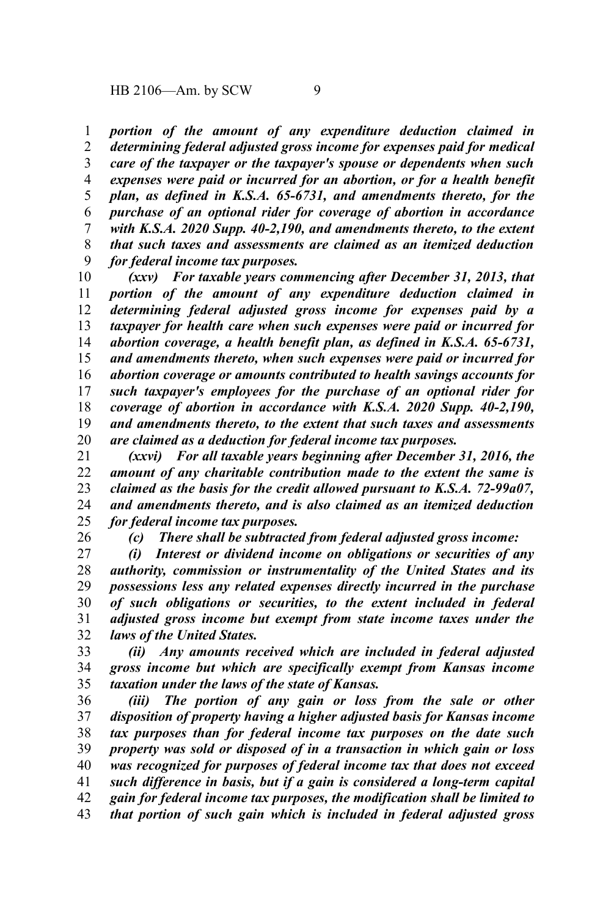*portion of the amount of any expenditure deduction claimed in determining federal adjusted gross income for expenses paid for medical care of the taxpayer or the taxpayer's spouse or dependents when such expenses were paid or incurred for an abortion, or for a health benefit plan, as defined in K.S.A. 65-6731, and amendments thereto, for the purchase of an optional rider for coverage of abortion in accordance with K.S.A. 2020 Supp. 40-2,190, and amendments thereto, to the extent that such taxes and assessments are claimed as an itemized deduction for federal income tax purposes.*

*(xxv) For taxable years commencing after December 31, 2013, that portion of the amount of any expenditure deduction claimed in determining federal adjusted gross income for expenses paid by a taxpayer for health care when such expenses were paid or incurred for abortion coverage, a health benefit plan, as defined in K.S.A. 65-6731, and amendments thereto, when such expenses were paid or incurred for abortion coverage or amounts contributed to health savings accounts for such taxpayer's employees for the purchase of an optional rider for coverage of abortion in accordance with K.S.A. 2020 Supp. 40-2,190, and amendments thereto, to the extent that such taxes and assessments are claimed as a deduction for federal income tax purposes.*

*(xxvi) For all taxable years beginning after December 31, 2016, the amount of any charitable contribution made to the extent the same is claimed as the basis for the credit allowed pursuant to K.S.A. 72-99a07, and amendments thereto, and is also claimed as an itemized deduction for federal income tax purposes.*

*(c) There shall be subtracted from federal adjusted gross income:*

*(i) Interest or dividend income on obligations or securities of any authority, commission or instrumentality of the United States and its possessions less any related expenses directly incurred in the purchase of such obligations or securities, to the extent included in federal adjusted gross income but exempt from state income taxes under the laws of the United States.*

*(ii) Any amounts received which are included in federal adjusted gross income but which are specifically exempt from Kansas income taxation under the laws of the state of Kansas.*

*(iii) The portion of any gain or loss from the sale or other disposition of property having a higher adjusted basis for Kansas income tax purposes than for federal income tax purposes on the date such property was sold or disposed of in a transaction in which gain or loss was recognized for purposes of federal income tax that does not exceed such difference in basis, but if a gain is considered a long-term capital gain for federal income tax purposes, the modification shall be limited to that portion of such gain which is included in federal adjusted gross*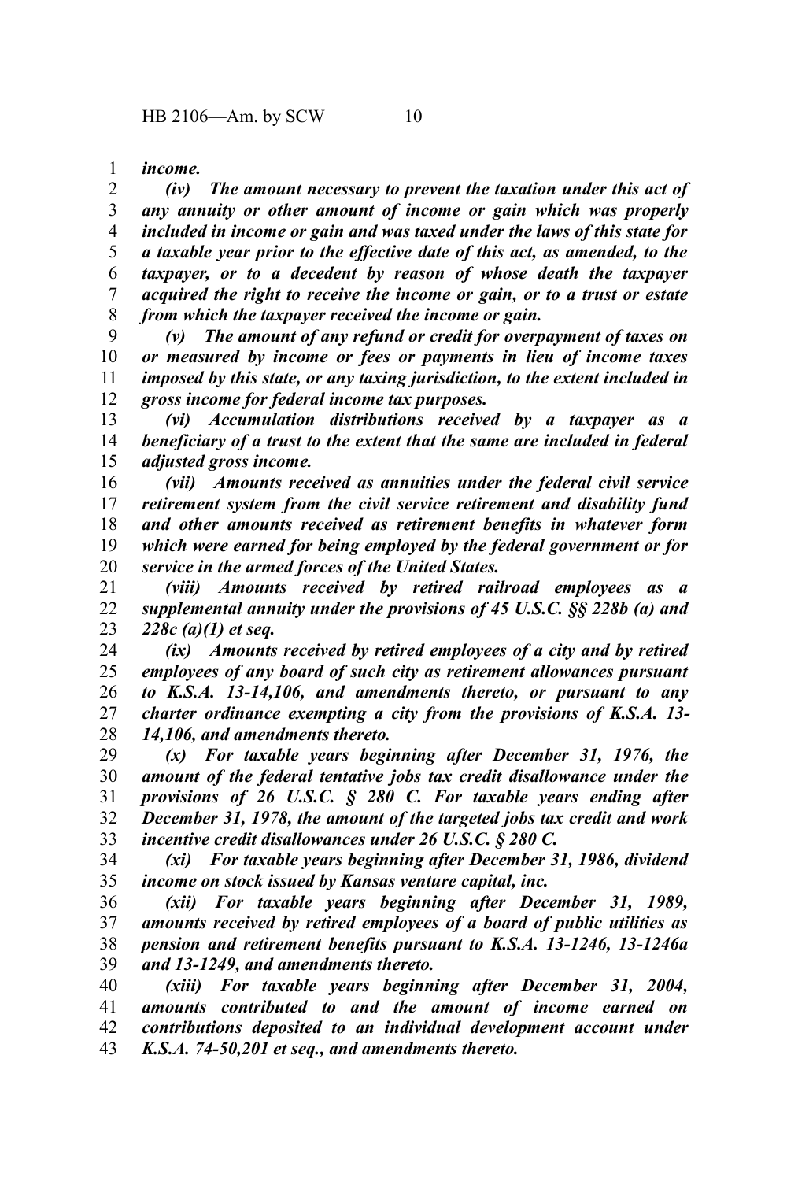*income.*

*(iv) The amount necessary to prevent the taxation under this act of any annuity or other amount of income or gain which was properly included in income or gain and was taxed under the laws of this state for a taxable year prior to the effective date of this act, as amended, to the taxpayer, or to a decedent by reason of whose death the taxpayer acquired the right to receive the income or gain, or to a trust or estate from which the taxpayer received the income or gain.*

*(v) The amount of any refund or credit for overpayment of taxes on or measured by income or fees or payments in lieu of income taxes imposed by this state, or any taxing jurisdiction, to the extent included in gross income for federal income tax purposes.*

*(vi) Accumulation distributions received by a taxpayer as a beneficiary of a trust to the extent that the same are included in federal adjusted gross income.*

*(vii) Amounts received as annuities under the federal civil service retirement system from the civil service retirement and disability fund and other amounts received as retirement benefits in whatever form which were earned for being employed by the federal government or for service in the armed forces of the United States.*

*(viii) Amounts received by retired railroad employees as a supplemental annuity under the provisions of 45 U.S.C. §§ 228b (a) and 228c (a)(1) et seq.*

*(ix) Amounts received by retired employees of a city and by retired employees of any board of such city as retirement allowances pursuant to K.S.A. 13-14,106, and amendments thereto, or pursuant to any charter ordinance exempting a city from the provisions of K.S.A. 13-14,106, and amendments thereto.*

*(x) For taxable years beginning after December 31, 1976, the amount of the federal tentative jobs tax credit disallowance under the provisions of 26 U.S.C. § 280 C. For taxable years ending after December 31, 1978, the amount of the targeted jobs tax credit and work incentive credit disallowances under 26 U.S.C. § 280 C.*

*(xi) For taxable years beginning after December 31, 1986, dividend income on stock issued by Kansas venture capital, inc.*

*(xii) For taxable years beginning after December 31, 1989, amounts received by retired employees of a board of public utilities as pension and retirement benefits pursuant to K.S.A. 13-1246, 13-1246a and 13-1249, and amendments thereto.*

*(xiii) For taxable years beginning after December 31, 2004, amounts contributed to and the amount of income earned on contributions deposited to an individual development account under K.S.A. 74-50,201 et seq., and amendments thereto.*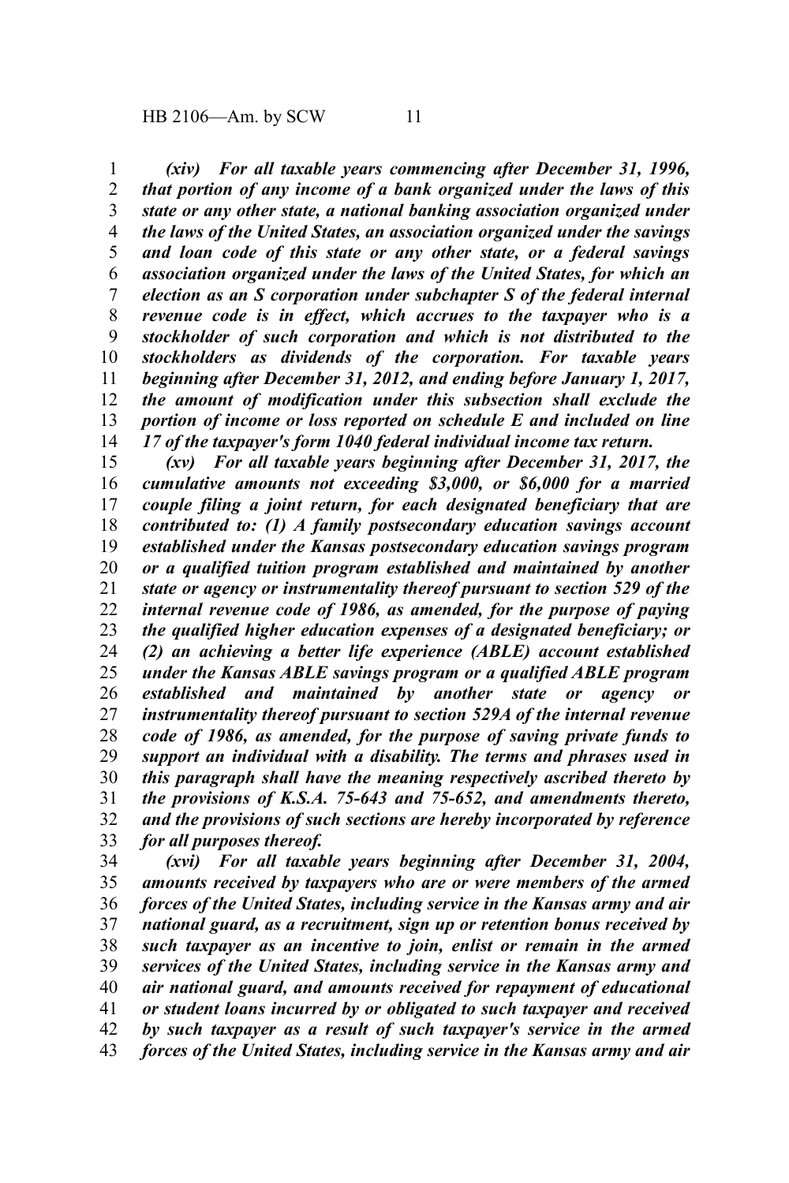*(xiv) For all taxable years commencing after December 31, 1996, that portion of any income of a bank organized under the laws of this state or any other state, a national banking association organized under the laws of the United States, an association organized under the savings and loan code of this state or any other state, or a federal savings association organized under the laws of the United States, for which an election as an S corporation under subchapter S of the federal internal revenue code is in effect, which accrues to the taxpayer who is a stockholder of such corporation and which is not distributed to the stockholders as dividends of the corporation. For taxable years beginning after December 31, 2012, and ending before January 1, 2017, the amount of modification under this subsection shall exclude the portion of income or loss reported on schedule E and included on line 17 of the taxpayer's form 1040 federal individual income tax return.*

*(xv) For all taxable years beginning after December 31, 2017, the cumulative amounts not exceeding $3,000, or $6,000 for a married couple filing a joint return, for each designated beneficiary that are contributed to: (1) A family postsecondary education savings account established under the Kansas postsecondary education savings program or a qualified tuition program established and maintained by another state or agency or instrumentality thereof pursuant to section 529 of the internal revenue code of 1986, as amended, for the purpose of paying the qualified higher education expenses of a designated beneficiary; or (2) an achieving a better life experience (ABLE) account established under the Kansas ABLE savings program or a qualified ABLE program established and maintained by another state or agency or instrumentality thereof pursuant to section 529A of the internal revenue code of 1986, as amended, for the purpose of saving private funds to support an individual with a disability. The terms and phrases used in this paragraph shall have the meaning respectively ascribed thereto by the provisions of K.S.A. 75-643 and 75-652, and amendments thereto, and the provisions of such sections are hereby incorporated by reference for all purposes thereof.*

*(xvi) For all taxable years beginning after December 31, 2004, amounts received by taxpayers who are or were members of the armed forces of the United States, including service in the Kansas army and air national guard, as a recruitment, sign up or retention bonus received by such taxpayer as an incentive to join, enlist or remain in the armed services of the United States, including service in the Kansas army and air national guard, and amounts received for repayment of educational or student loans incurred by or obligated to such taxpayer and received by such taxpayer as a result of such taxpayer's service in the armed forces of the United States, including service in the Kansas army and air*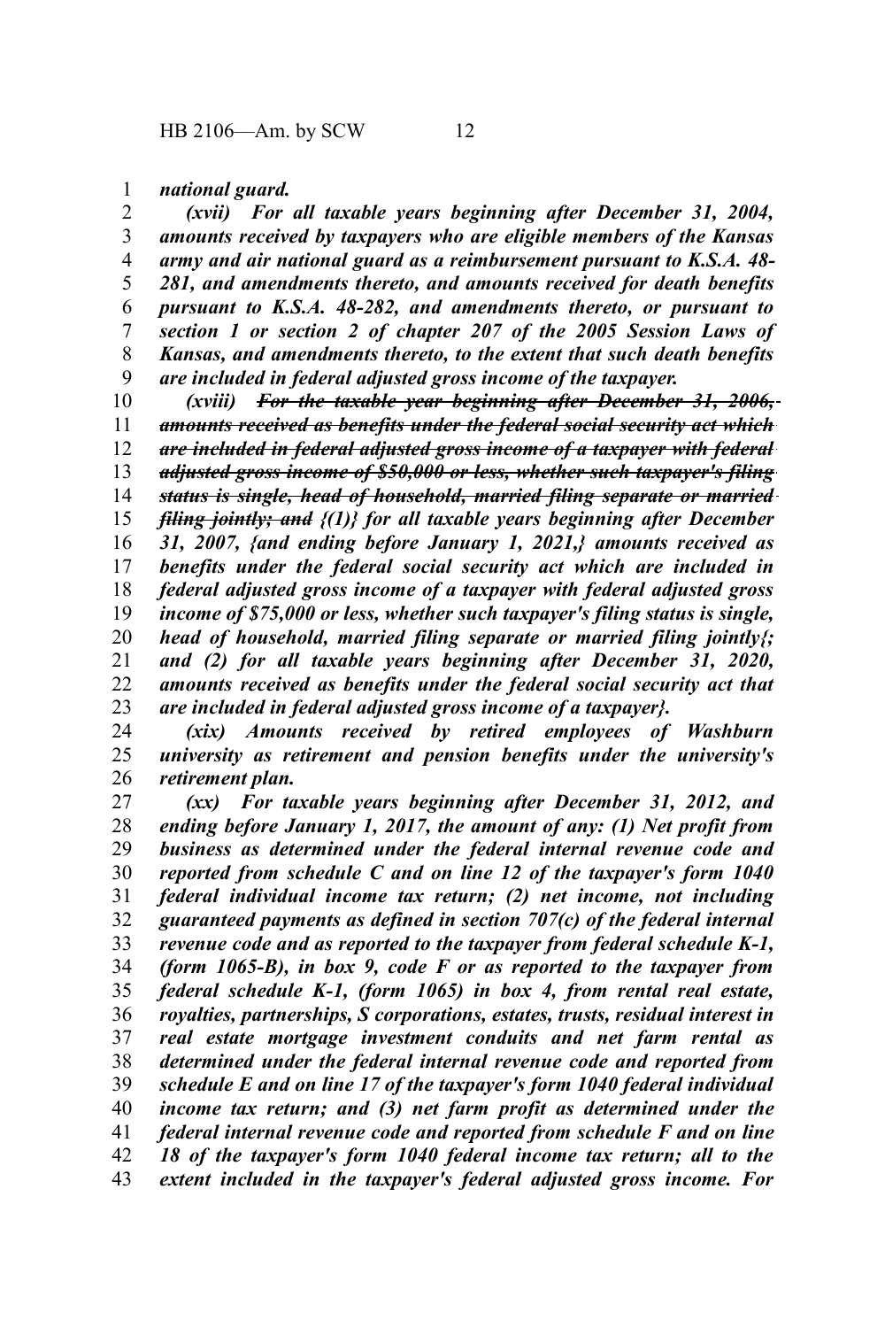*national guard.*

*(xvii) For all taxable years beginning after December 31, 2004, amounts received by taxpayers who are eligible members of the Kansas army and air national guard as a reimbursement pursuant to K.S.A. 48-281, and amendments thereto, and amounts received for death benefits pursuant to K.S.A. 48-282, and amendments thereto, or pursuant to section 1 or section 2 of chapter 207 of the 2005 Session Laws of Kansas, and amendments thereto, to the extent that such death benefits are included in federal adjusted gross income of the taxpayer.*

*(xviii)* ~~*For the taxable year beginning after December 31, 2006, amounts received as benefits under the federal social security act which are included in federal adjusted gross income of a taxpayer with federal adjusted gross income of $50,000 or less, whether such taxpayer's filing status is single, head of household, married filing separate or married filing jointly; and*~~ *{(1)} for all taxable years beginning after December 31, 2007, {and ending before January 1, 2021,} amounts received as benefits under the federal social security act which are included in federal adjusted gross income of a taxpayer with federal adjusted gross income of $75,000 or less, whether such taxpayer's filing status is single, head of household, married filing separate or married filing jointly{; and (2) for all taxable years beginning after December 31, 2020, amounts received as benefits under the federal social security act that are included in federal adjusted gross income of a taxpayer}.*

*(xix) Amounts received by retired employees of Washburn university as retirement and pension benefits under the university's retirement plan.*

*(xx) For taxable years beginning after December 31, 2012, and ending before January 1, 2017, the amount of any: (1) Net profit from business as determined under the federal internal revenue code and reported from schedule C and on line 12 of the taxpayer's form 1040 federal individual income tax return; (2) net income, not including guaranteed payments as defined in section 707(c) of the federal internal revenue code and as reported to the taxpayer from federal schedule K-1, (form 1065-B), in box 9, code F or as reported to the taxpayer from federal schedule K-1, (form 1065) in box 4, from rental real estate, royalties, partnerships, S corporations, estates, trusts, residual interest in real estate mortgage investment conduits and net farm rental as determined under the federal internal revenue code and reported from schedule E and on line 17 of the taxpayer's form 1040 federal individual income tax return; and (3) net farm profit as determined under the federal internal revenue code and reported from schedule F and on line 18 of the taxpayer's form 1040 federal income tax return; all to the extent included in the taxpayer's federal adjusted gross income. For*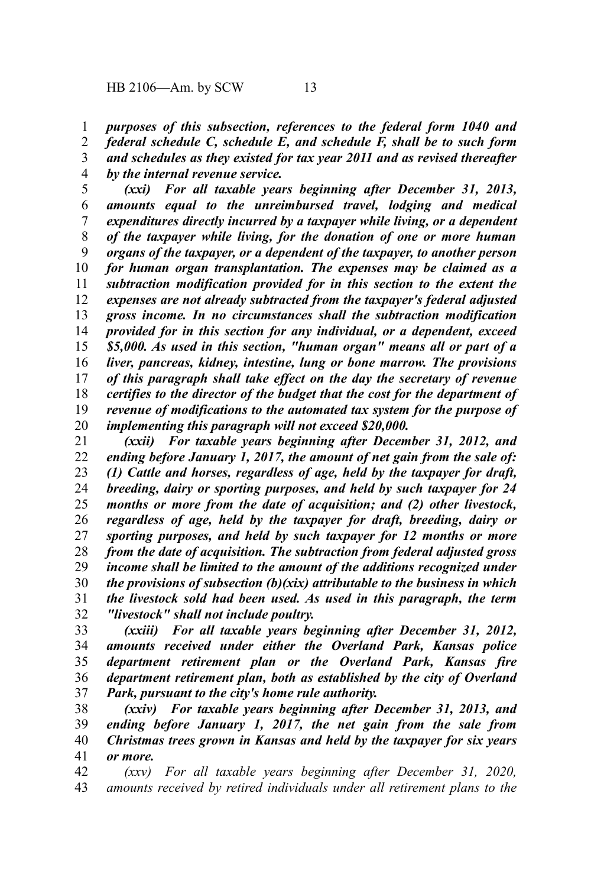*purposes of this subsection, references to the federal form 1040 and federal schedule C, schedule E, and schedule F, shall be to such form and schedules as they existed for tax year 2011 and as revised thereafter by the internal revenue service.*

*(xxi) For all taxable years beginning after December 31, 2013, amounts equal to the unreimbursed travel, lodging and medical expenditures directly incurred by a taxpayer while living, or a dependent of the taxpayer while living, for the donation of one or more human organs of the taxpayer, or a dependent of the taxpayer, to another person for human organ transplantation. The expenses may be claimed as a subtraction modification provided for in this section to the extent the expenses are not already subtracted from the taxpayer's federal adjusted gross income. In no circumstances shall the subtraction modification provided for in this section for any individual, or a dependent, exceed $5,000. As used in this section, "human organ" means all or part of a liver, pancreas, kidney, intestine, lung or bone marrow. The provisions of this paragraph shall take effect on the day the secretary of revenue certifies to the director of the budget that the cost for the department of revenue of modifications to the automated tax system for the purpose of implementing this paragraph will not exceed $20,000.*

*(xxii) For taxable years beginning after December 31, 2012, and ending before January 1, 2017, the amount of net gain from the sale of: (1) Cattle and horses, regardless of age, held by the taxpayer for draft, breeding, dairy or sporting purposes, and held by such taxpayer for 24 months or more from the date of acquisition; and (2) other livestock, regardless of age, held by the taxpayer for draft, breeding, dairy or sporting purposes, and held by such taxpayer for 12 months or more from the date of acquisition. The subtraction from federal adjusted gross income shall be limited to the amount of the additions recognized under the provisions of subsection (b)(xix) attributable to the business in which the livestock sold had been used. As used in this paragraph, the term "livestock" shall not include poultry.*

*(xxiii) For all taxable years beginning after December 31, 2012, amounts received under either the Overland Park, Kansas police department retirement plan or the Overland Park, Kansas fire department retirement plan, both as established by the city of Overland Park, pursuant to the city's home rule authority.*

*(xxiv) For taxable years beginning after December 31, 2013, and ending before January 1, 2017, the net gain from the sale from Christmas trees grown in Kansas and held by the taxpayer for six years or more.*

*(xxv) For all taxable years beginning after December 31, 2020, amounts received by retired individuals under all retirement plans to the*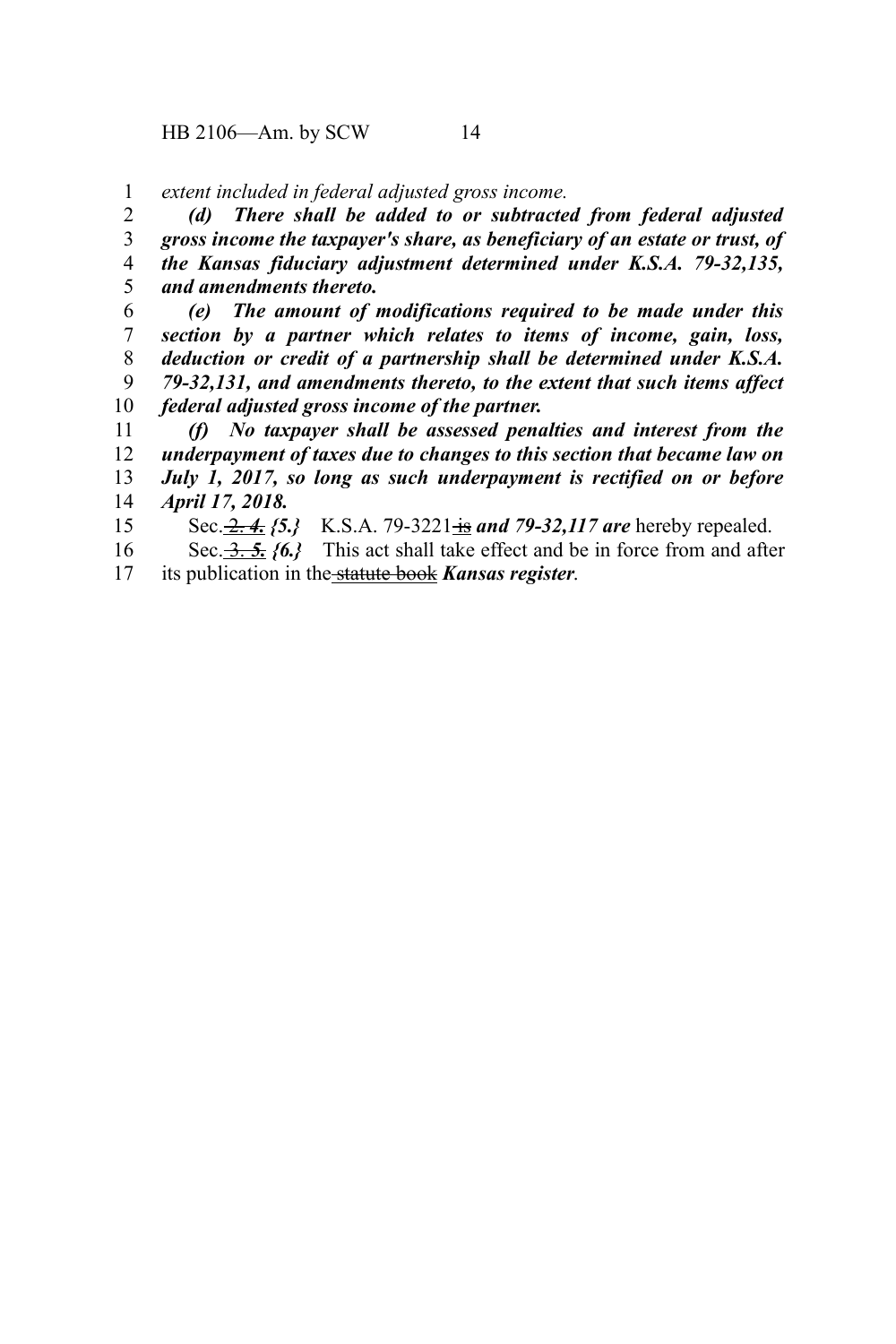*extent included in federal adjusted gross income.*

***(d) There shall be added to or subtracted from federal adjusted gross income the taxpayer's share, as beneficiary of an estate or trust, of the Kansas fiduciary adjustment determined under K.S.A. 79-32,135, and amendments thereto.***

***(e) The amount of modifications required to be made under this section by a partner which relates to items of income, gain, loss, deduction or credit of a partnership shall be determined under K.S.A. 79-32,131, and amendments thereto, to the extent that such items affect federal adjusted gross income of the partner.***

***(f) No taxpayer shall be assessed penalties and interest from the underpayment of taxes due to changes to this section that became law on July 1, 2017, so long as such underpayment is rectified on or before April 17, 2018.***

Sec. ~~2.~~ ~~*4.*~~ ***{5.}*** K.S.A. 79-3221 ~~is~~ ***and 79-32,117 are*** hereby repealed.

Sec. ~~3.~~ ~~*5.*~~ ***{6.}*** This act shall take effect and be in force from and after its publication in the ~~statute book~~ ***Kansas register***.